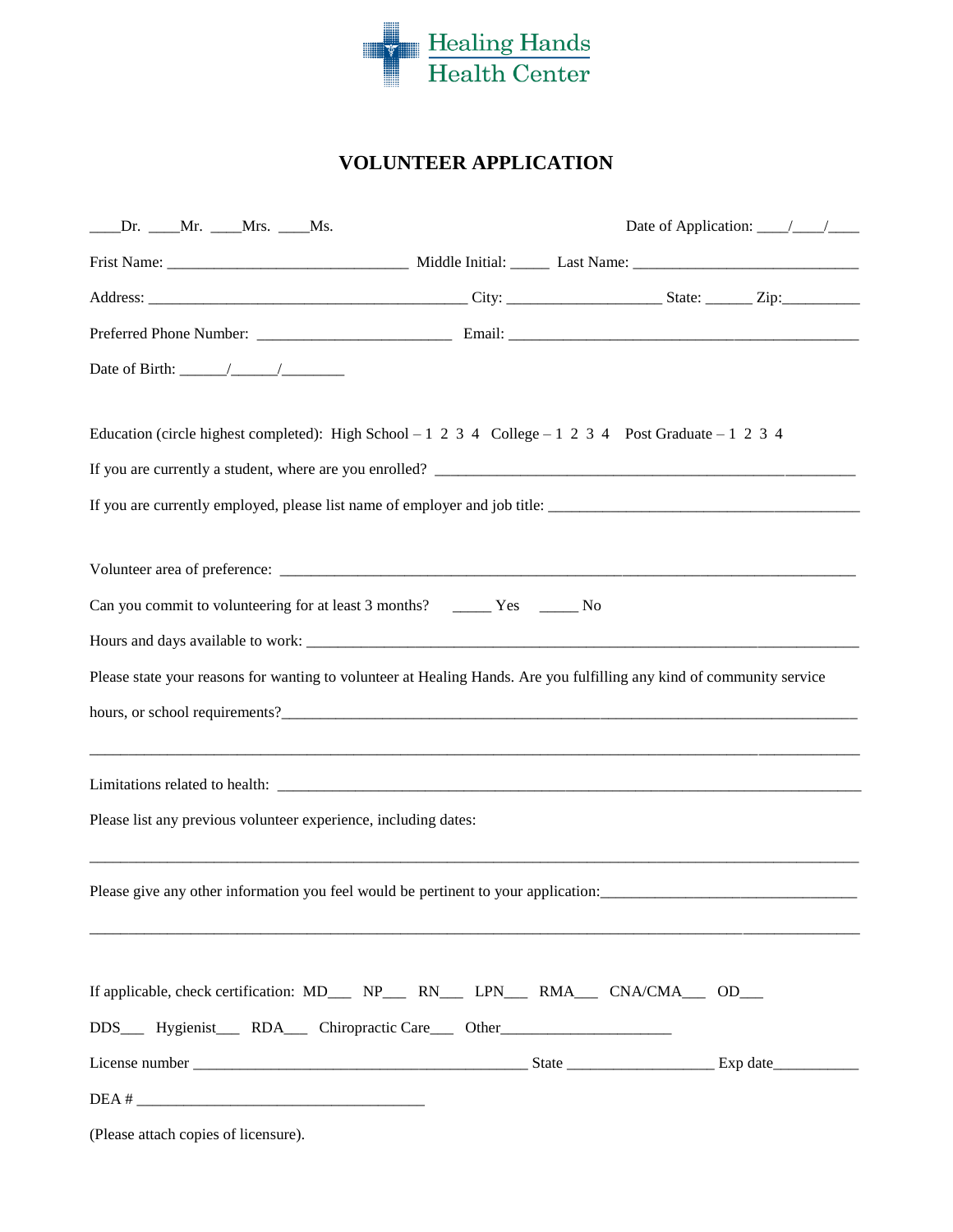Healing Hands Health Center

# VOLUNTEER APPLICATION

____Dr. ____Mr. ____Mrs. ____Ms. Date of Application: ____/____/____

Frist Name: ______________________________ Middle Initial: _____ Last Name: ____________________________

Address: ________________________________________ City: ___________________ State: ______ Zip:__________

Preferred Phone Number: ________________________ Email: ____________________________________________

Date of Birth: ______/______/________

Education (circle highest completed): High School – 1 2 3 4 College – 1 2 3 4 Post Graduate – 1 2 3 4

If you are currently a student, where are you enrolled? ________________________________________________________

If you are currently employed, please list name of employer and job title: ________________________________________

Volunteer area of preference: ________________________________________________________________________

Can you commit to volunteering for at least 3 months? _____ Yes _____ No

Hours and days available to work: _____________________________________________________________________

Please state your reasons for wanting to volunteer at Healing Hands. Are you fulfilling any kind of community service hours, or school requirements?____________________________________________________________________________

_______________________________________________________________________________________________

Limitations related to health: ________________________________________________________________________

Please list any previous volunteer experience, including dates:

_______________________________________________________________________________________________

Please give any other information you feel would be pertinent to your application:________________________________

_______________________________________________________________________________________________

If applicable, check certification: MD___ NP___ RN___ LPN___ RMA___ CNA/CMA___ OD___

DDS___ Hygienist___ RDA___ Chiropractic Care___ Other______________________

License number __________________________________________ State __________________ Exp date___________

DEA # ____________________________________

(Please attach copies of licensure).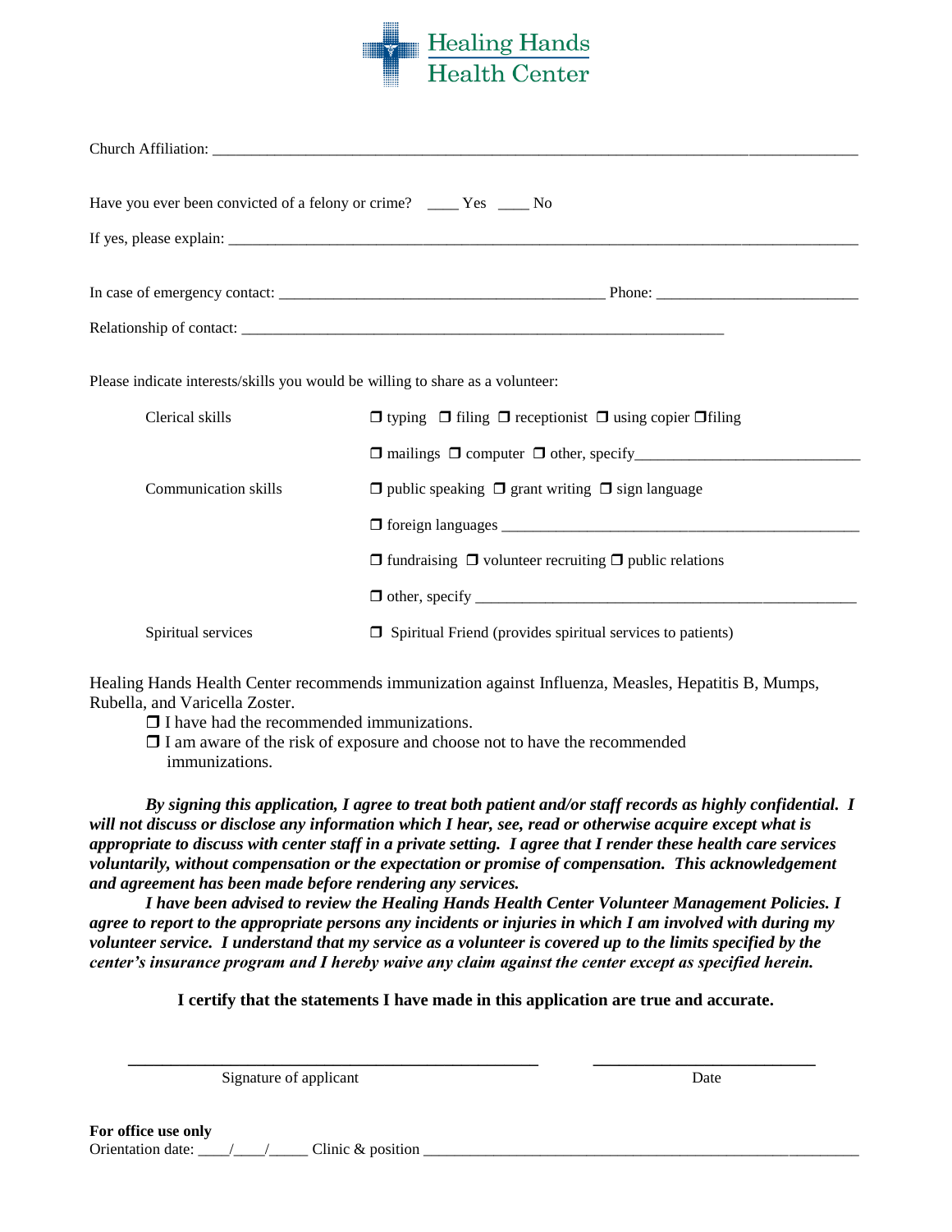Healing Hands Health Center

Church Affiliation: ___________________________________________________________________________

Have you ever been convicted of a felony or crime? ____ Yes ____ No

If yes, please explain: ________________________________________________________________________

In case of emergency contact: ________________________________________ Phone: _________________________

Relationship of contact: ______________________________________________________________

Please indicate interests/skills you would be willing to share as a volunteer:

| | |
|---|---|
| Clerical skills | ❒ typing ❒ filing ❒ receptionist ❒ using copier ❒filing |
| | ❒ mailings ❒ computer ❒ other, specify_____________________________ |
| Communication skills | ❒ public speaking ❒ grant writing ❒ sign language |
| | ❒ foreign languages ___________________________________________ |
| | ❒ fundraising ❒ volunteer recruiting ❒ public relations |
| | ❒ other, specify _______________________________________________ |
| Spiritual services | ❒ Spiritual Friend (provides spiritual services to patients) |

Healing Hands Health Center recommends immunization against Influenza, Measles, Hepatitis B, Mumps, Rubella, and Varicella Zoster.

❒ I have had the recommended immunizations.

❒ I am aware of the risk of exposure and choose not to have the recommended immunizations.

***By signing this application, I agree to treat both patient and/or staff records as highly confidential. I will not discuss or disclose any information which I hear, see, read or otherwise acquire except what is appropriate to discuss with center staff in a private setting. I agree that I render these health care services voluntarily, without compensation or the expectation or promise of compensation. This acknowledgement and agreement has been made before rendering any services.***

***I have been advised to review the Healing Hands Health Center Volunteer Management Policies. I agree to report to the appropriate persons any incidents or injuries in which I am involved with during my volunteer service. I understand that my service as a volunteer is covered up to the limits specified by the center's insurance program and I hereby waive any claim against the center except as specified herein.***

**I certify that the statements I have made in this application are true and accurate.**

_______________________________________ _________________________

Signature of applicant Date

**For office use only**

Orientation date: ____/____/_____ Clinic & position ___________________________________________________